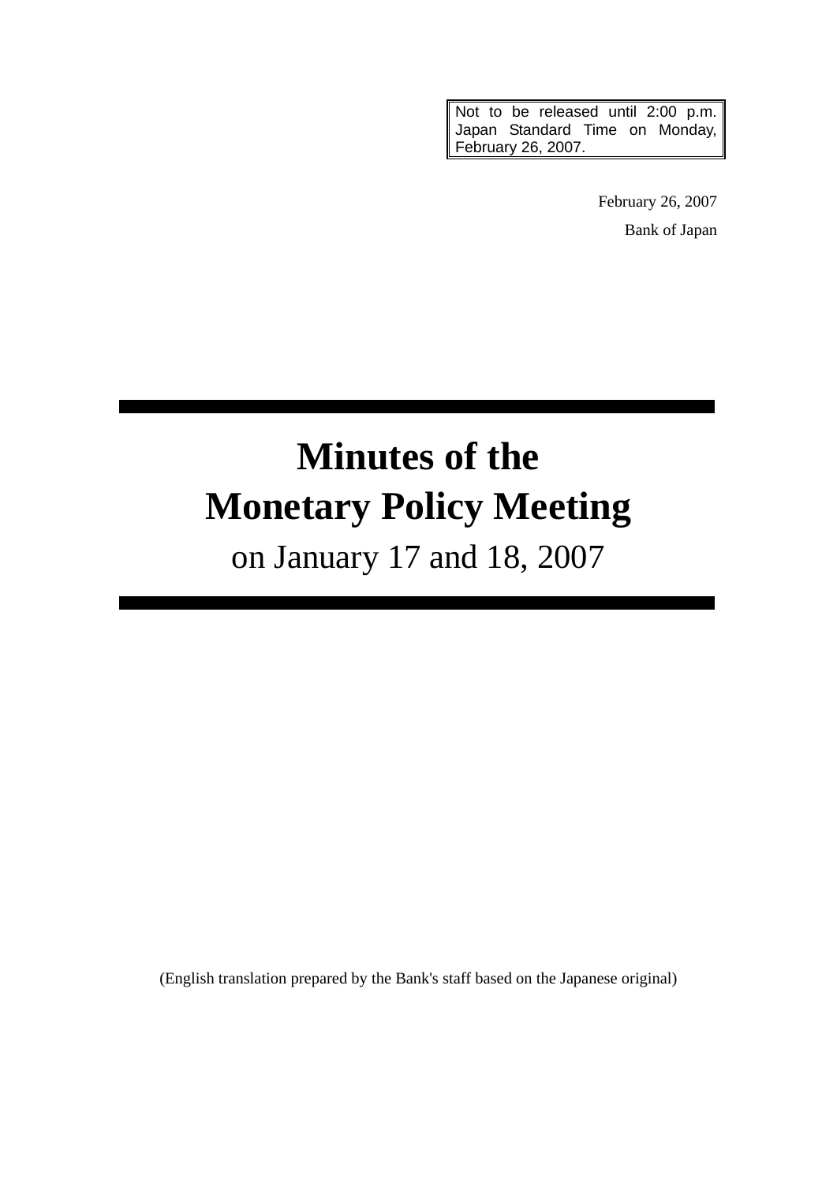Not to be released until 2:00 p.m. Japan Standard Time on Monday, February 26, 2007.

February 26, 2007

Bank of Japan

# Minutes of the Monetary Policy Meeting

## on January 17 and 18, 2007

(English translation prepared by the Bank's staff based on the Japanese original)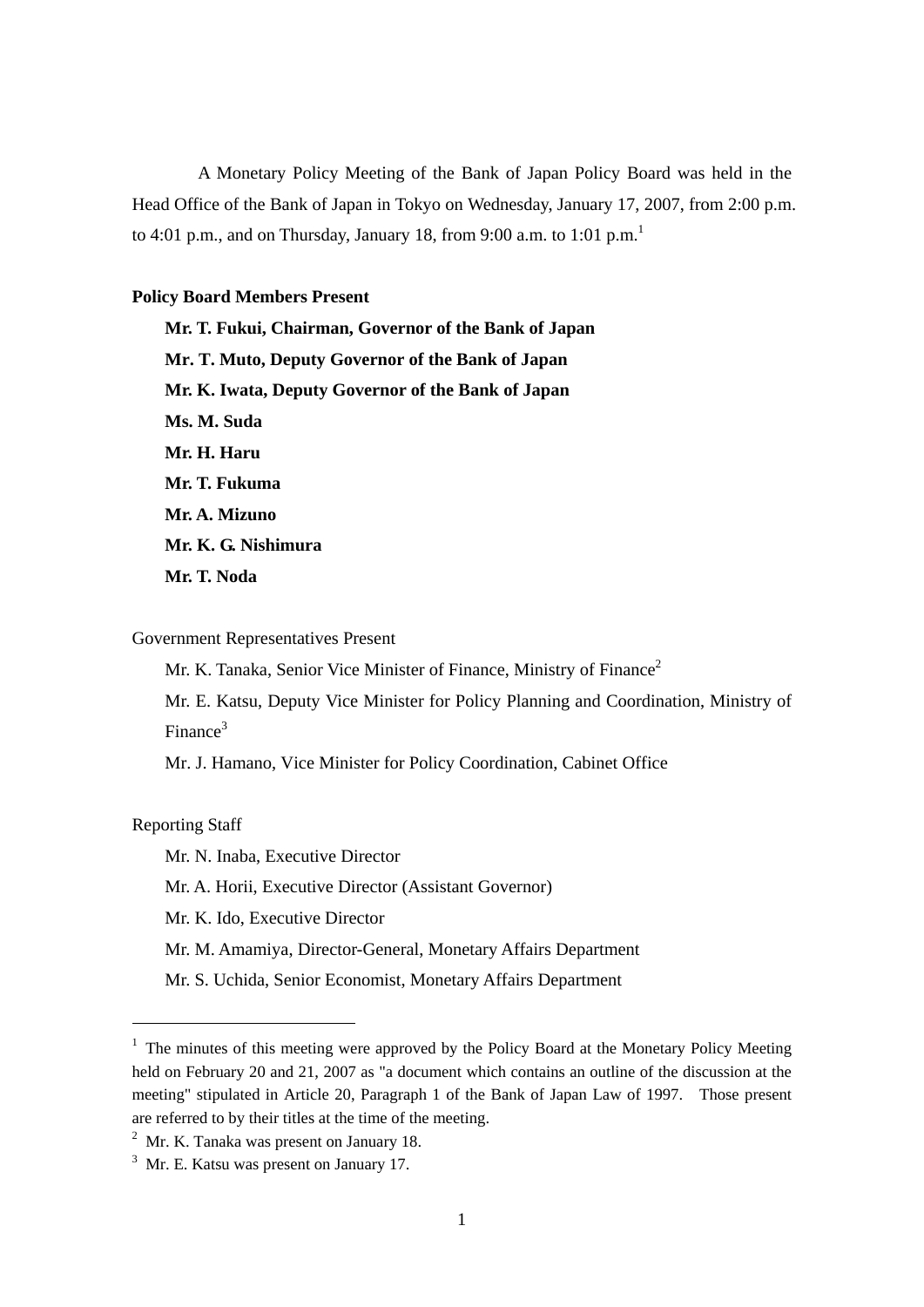A Monetary Policy Meeting of the Bank of Japan Policy Board was held in the Head Office of the Bank of Japan in Tokyo on Wednesday, January 17, 2007, from 2:00 p.m. to 4:01 p.m., and on Thursday, January 18, from 9:00 a.m. to 1:01 p.m.[1]

**Policy Board Members Present**

**Mr. T. Fukui, Chairman, Governor of the Bank of Japan**

**Mr. T. Muto, Deputy Governor of the Bank of Japan**

**Mr. K. Iwata, Deputy Governor of the Bank of Japan**

**Ms. M. Suda**

**Mr. H. Haru**

**Mr. T. Fukuma**

**Mr. A. Mizuno**

**Mr. K. G. Nishimura**

**Mr. T. Noda**

Government Representatives Present

Mr. K. Tanaka, Senior Vice Minister of Finance, Ministry of Finance[2]

Mr. E. Katsu, Deputy Vice Minister for Policy Planning and Coordination, Ministry of Finance[3]

Mr. J. Hamano, Vice Minister for Policy Coordination, Cabinet Office

Reporting Staff

Mr. N. Inaba, Executive Director

Mr. A. Horii, Executive Director (Assistant Governor)

Mr. K. Ido, Executive Director

Mr. M. Amamiya, Director-General, Monetary Affairs Department

Mr. S. Uchida, Senior Economist, Monetary Affairs Department

---

[1] The minutes of this meeting were approved by the Policy Board at the Monetary Policy Meeting held on February 20 and 21, 2007 as "a document which contains an outline of the discussion at the meeting" stipulated in Article 20, Paragraph 1 of the Bank of Japan Law of 1997. Those present are referred to by their titles at the time of the meeting.

[2] Mr. K. Tanaka was present on January 18.

[3] Mr. E. Katsu was present on January 17.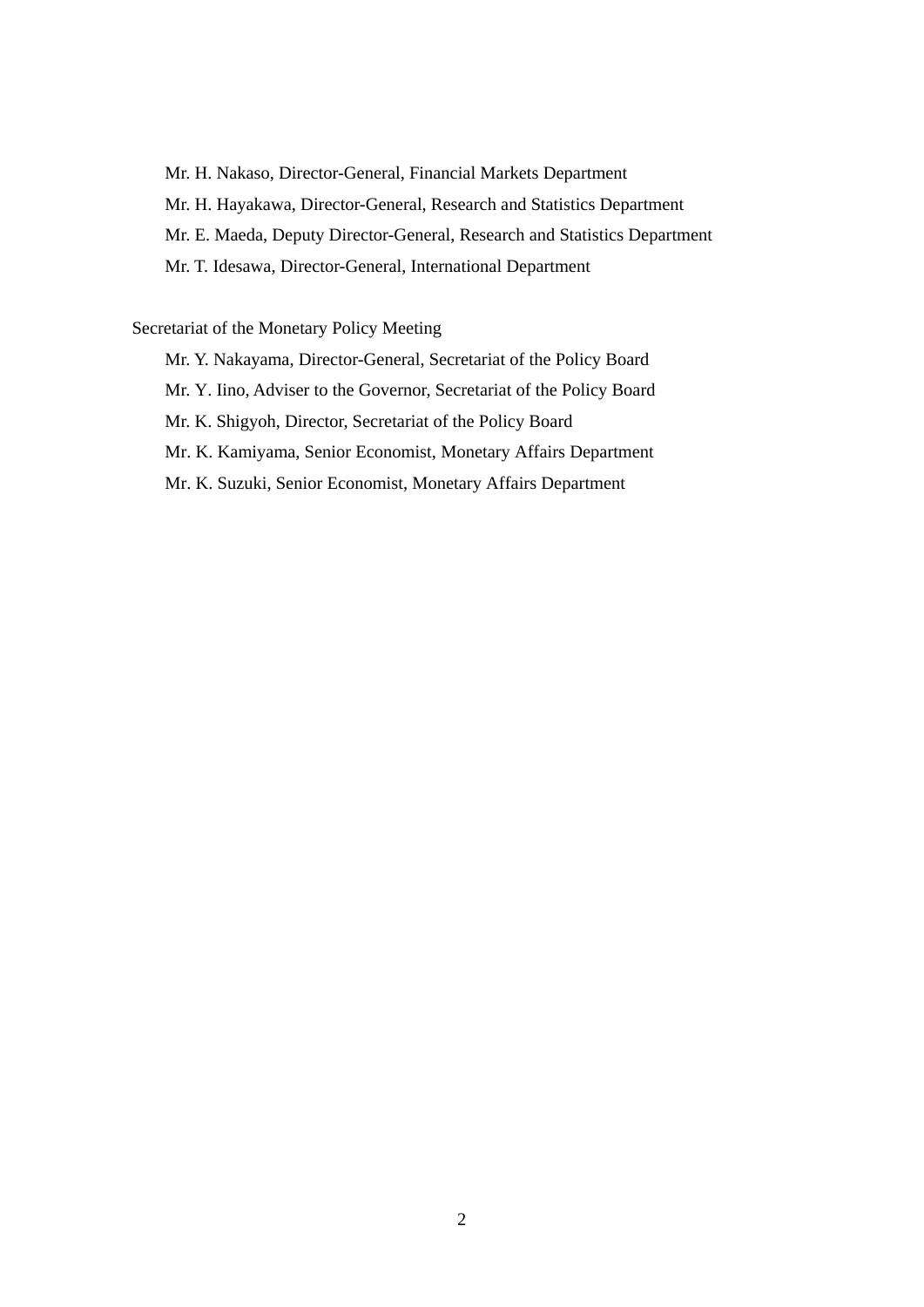Mr. H. Nakaso, Director-General, Financial Markets Department

Mr. H. Hayakawa, Director-General, Research and Statistics Department

Mr. E. Maeda, Deputy Director-General, Research and Statistics Department

Mr. T. Idesawa, Director-General, International Department

Secretariat of the Monetary Policy Meeting

Mr. Y. Nakayama, Director-General, Secretariat of the Policy Board

Mr. Y. Iino, Adviser to the Governor, Secretariat of the Policy Board

Mr. K. Shigyoh, Director, Secretariat of the Policy Board

Mr. K. Kamiyama, Senior Economist, Monetary Affairs Department

Mr. K. Suzuki, Senior Economist, Monetary Affairs Department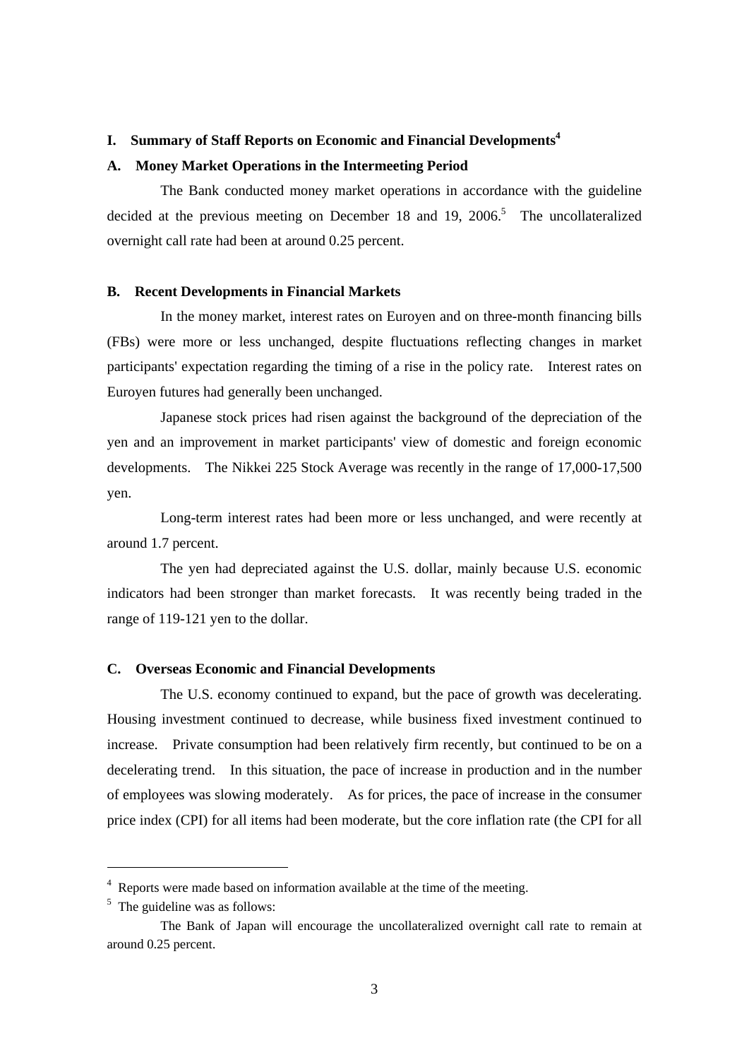## I. Summary of Staff Reports on Economic and Financial Developments[4]

### A. Money Market Operations in the Intermeeting Period

The Bank conducted money market operations in accordance with the guideline decided at the previous meeting on December 18 and 19, 2006.[5] The uncollateralized overnight call rate had been at around 0.25 percent.

### B. Recent Developments in Financial Markets

In the money market, interest rates on Euroyen and on three-month financing bills (FBs) were more or less unchanged, despite fluctuations reflecting changes in market participants' expectation regarding the timing of a rise in the policy rate. Interest rates on Euroyen futures had generally been unchanged.

Japanese stock prices had risen against the background of the depreciation of the yen and an improvement in market participants' view of domestic and foreign economic developments. The Nikkei 225 Stock Average was recently in the range of 17,000-17,500 yen.

Long-term interest rates had been more or less unchanged, and were recently at around 1.7 percent.

The yen had depreciated against the U.S. dollar, mainly because U.S. economic indicators had been stronger than market forecasts. It was recently being traded in the range of 119-121 yen to the dollar.

### C. Overseas Economic and Financial Developments

The U.S. economy continued to expand, but the pace of growth was decelerating. Housing investment continued to decrease, while business fixed investment continued to increase. Private consumption had been relatively firm recently, but continued to be on a decelerating trend. In this situation, the pace of increase in production and in the number of employees was slowing moderately. As for prices, the pace of increase in the consumer price index (CPI) for all items had been moderate, but the core inflation rate (the CPI for all

---

[4] Reports were made based on information available at the time of the meeting.

[5] The guideline was as follows:

The Bank of Japan will encourage the uncollateralized overnight call rate to remain at around 0.25 percent.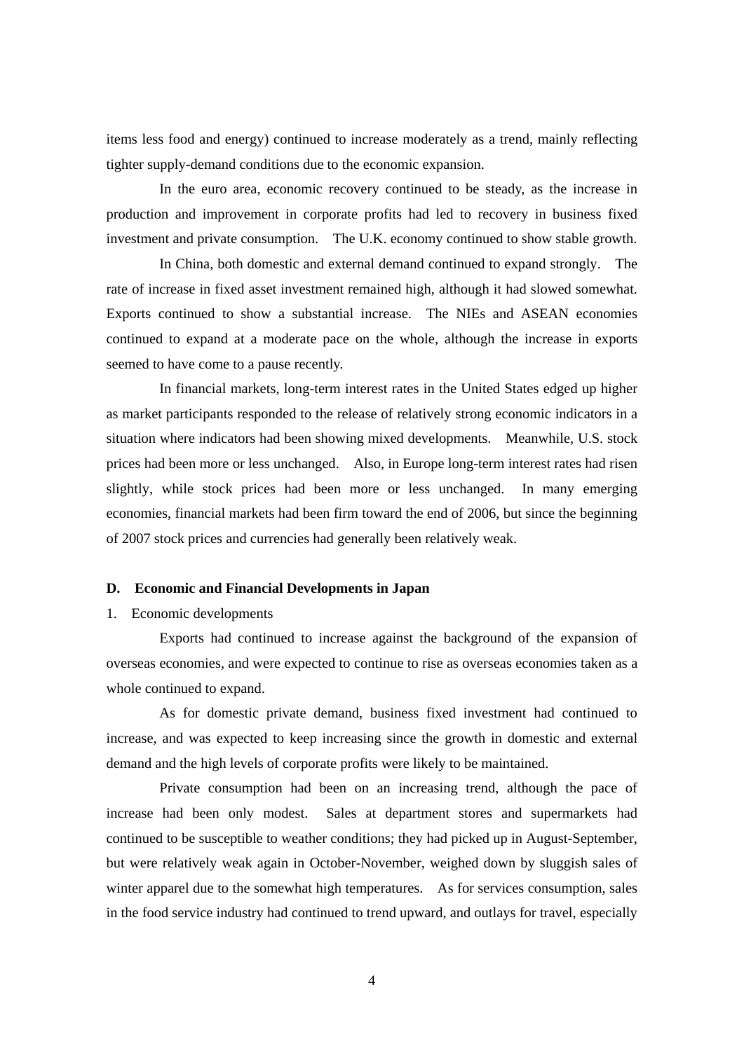items less food and energy) continued to increase moderately as a trend, mainly reflecting tighter supply-demand conditions due to the economic expansion.

In the euro area, economic recovery continued to be steady, as the increase in production and improvement in corporate profits had led to recovery in business fixed investment and private consumption. The U.K. economy continued to show stable growth.

In China, both domestic and external demand continued to expand strongly. The rate of increase in fixed asset investment remained high, although it had slowed somewhat. Exports continued to show a substantial increase. The NIEs and ASEAN economies continued to expand at a moderate pace on the whole, although the increase in exports seemed to have come to a pause recently.

In financial markets, long-term interest rates in the United States edged up higher as market participants responded to the release of relatively strong economic indicators in a situation where indicators had been showing mixed developments. Meanwhile, U.S. stock prices had been more or less unchanged. Also, in Europe long-term interest rates had risen slightly, while stock prices had been more or less unchanged. In many emerging economies, financial markets had been firm toward the end of 2006, but since the beginning of 2007 stock prices and currencies had generally been relatively weak.

### D. Economic and Financial Developments in Japan

1. Economic developments

Exports had continued to increase against the background of the expansion of overseas economies, and were expected to continue to rise as overseas economies taken as a whole continued to expand.

As for domestic private demand, business fixed investment had continued to increase, and was expected to keep increasing since the growth in domestic and external demand and the high levels of corporate profits were likely to be maintained.

Private consumption had been on an increasing trend, although the pace of increase had been only modest. Sales at department stores and supermarkets had continued to be susceptible to weather conditions; they had picked up in August-September, but were relatively weak again in October-November, weighed down by sluggish sales of winter apparel due to the somewhat high temperatures. As for services consumption, sales in the food service industry had continued to trend upward, and outlays for travel, especially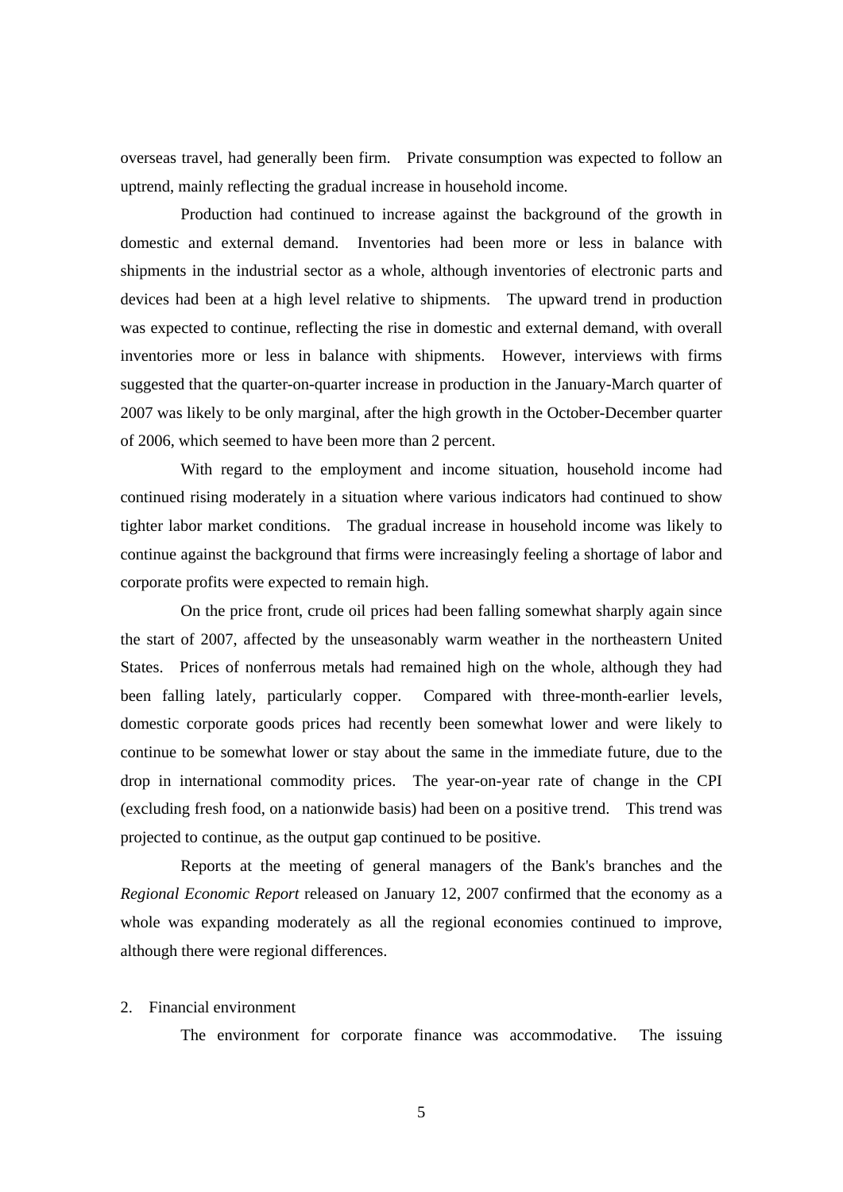overseas travel, had generally been firm. Private consumption was expected to follow an uptrend, mainly reflecting the gradual increase in household income.

Production had continued to increase against the background of the growth in domestic and external demand. Inventories had been more or less in balance with shipments in the industrial sector as a whole, although inventories of electronic parts and devices had been at a high level relative to shipments. The upward trend in production was expected to continue, reflecting the rise in domestic and external demand, with overall inventories more or less in balance with shipments. However, interviews with firms suggested that the quarter-on-quarter increase in production in the January-March quarter of 2007 was likely to be only marginal, after the high growth in the October-December quarter of 2006, which seemed to have been more than 2 percent.

With regard to the employment and income situation, household income had continued rising moderately in a situation where various indicators had continued to show tighter labor market conditions. The gradual increase in household income was likely to continue against the background that firms were increasingly feeling a shortage of labor and corporate profits were expected to remain high.

On the price front, crude oil prices had been falling somewhat sharply again since the start of 2007, affected by the unseasonably warm weather in the northeastern United States. Prices of nonferrous metals had remained high on the whole, although they had been falling lately, particularly copper. Compared with three-month-earlier levels, domestic corporate goods prices had recently been somewhat lower and were likely to continue to be somewhat lower or stay about the same in the immediate future, due to the drop in international commodity prices. The year-on-year rate of change in the CPI (excluding fresh food, on a nationwide basis) had been on a positive trend. This trend was projected to continue, as the output gap continued to be positive.

Reports at the meeting of general managers of the Bank's branches and the *Regional Economic Report* released on January 12, 2007 confirmed that the economy as a whole was expanding moderately as all the regional economies continued to improve, although there were regional differences.

## 2. Financial environment

The environment for corporate finance was accommodative. The issuing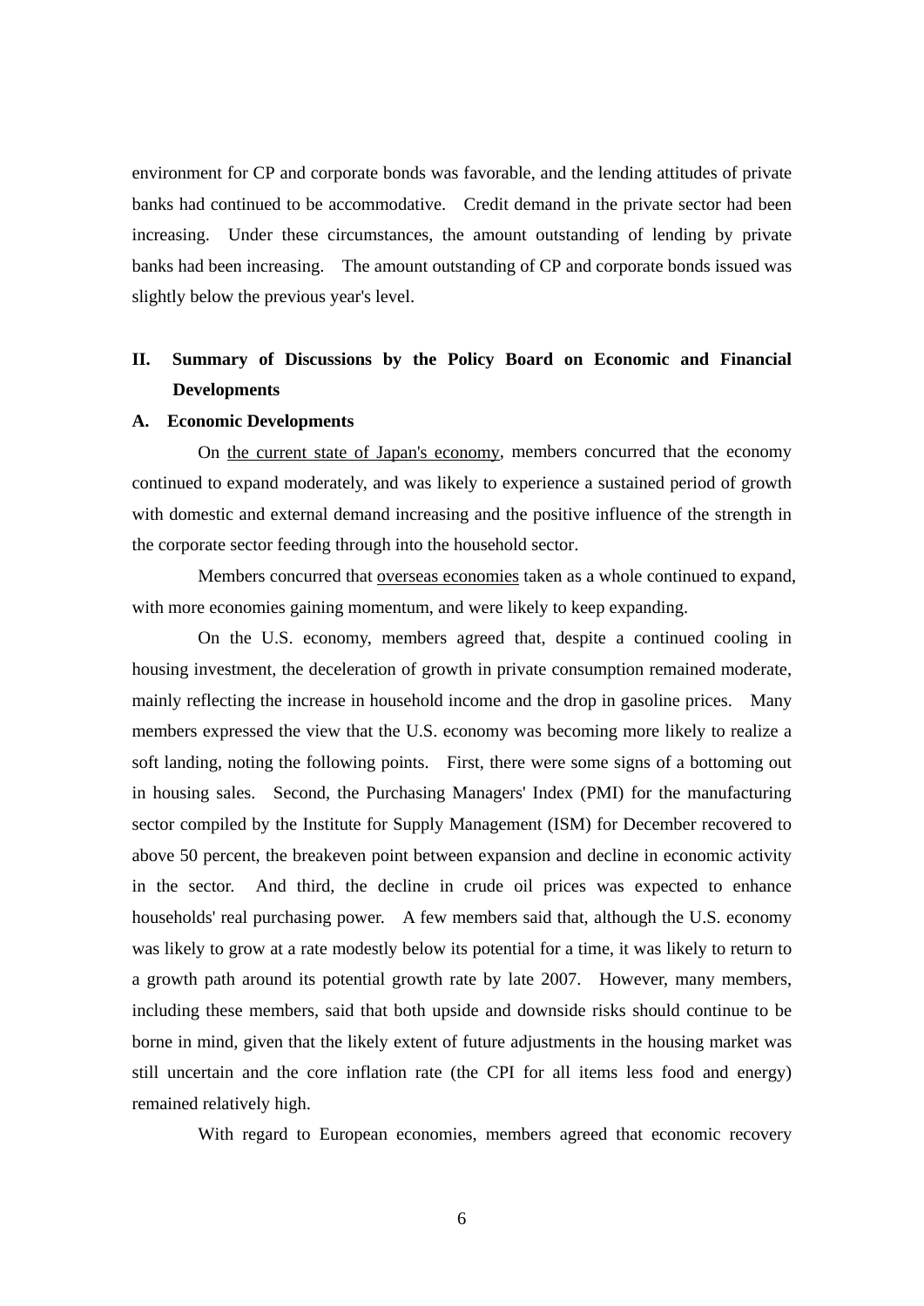environment for CP and corporate bonds was favorable, and the lending attitudes of private banks had continued to be accommodative. Credit demand in the private sector had been increasing. Under these circumstances, the amount outstanding of lending by private banks had been increasing. The amount outstanding of CP and corporate bonds issued was slightly below the previous year's level.

## II. Summary of Discussions by the Policy Board on Economic and Financial Developments

### A. Economic Developments

On <u>the current state of Japan's economy</u>, members concurred that the economy continued to expand moderately, and was likely to experience a sustained period of growth with domestic and external demand increasing and the positive influence of the strength in the corporate sector feeding through into the household sector.

Members concurred that <u>overseas economies</u> taken as a whole continued to expand, with more economies gaining momentum, and were likely to keep expanding.

On the U.S. economy, members agreed that, despite a continued cooling in housing investment, the deceleration of growth in private consumption remained moderate, mainly reflecting the increase in household income and the drop in gasoline prices. Many members expressed the view that the U.S. economy was becoming more likely to realize a soft landing, noting the following points. First, there were some signs of a bottoming out in housing sales. Second, the Purchasing Managers' Index (PMI) for the manufacturing sector compiled by the Institute for Supply Management (ISM) for December recovered to above 50 percent, the breakeven point between expansion and decline in economic activity in the sector. And third, the decline in crude oil prices was expected to enhance households' real purchasing power. A few members said that, although the U.S. economy was likely to grow at a rate modestly below its potential for a time, it was likely to return to a growth path around its potential growth rate by late 2007. However, many members, including these members, said that both upside and downside risks should continue to be borne in mind, given that the likely extent of future adjustments in the housing market was still uncertain and the core inflation rate (the CPI for all items less food and energy) remained relatively high.

With regard to European economies, members agreed that economic recovery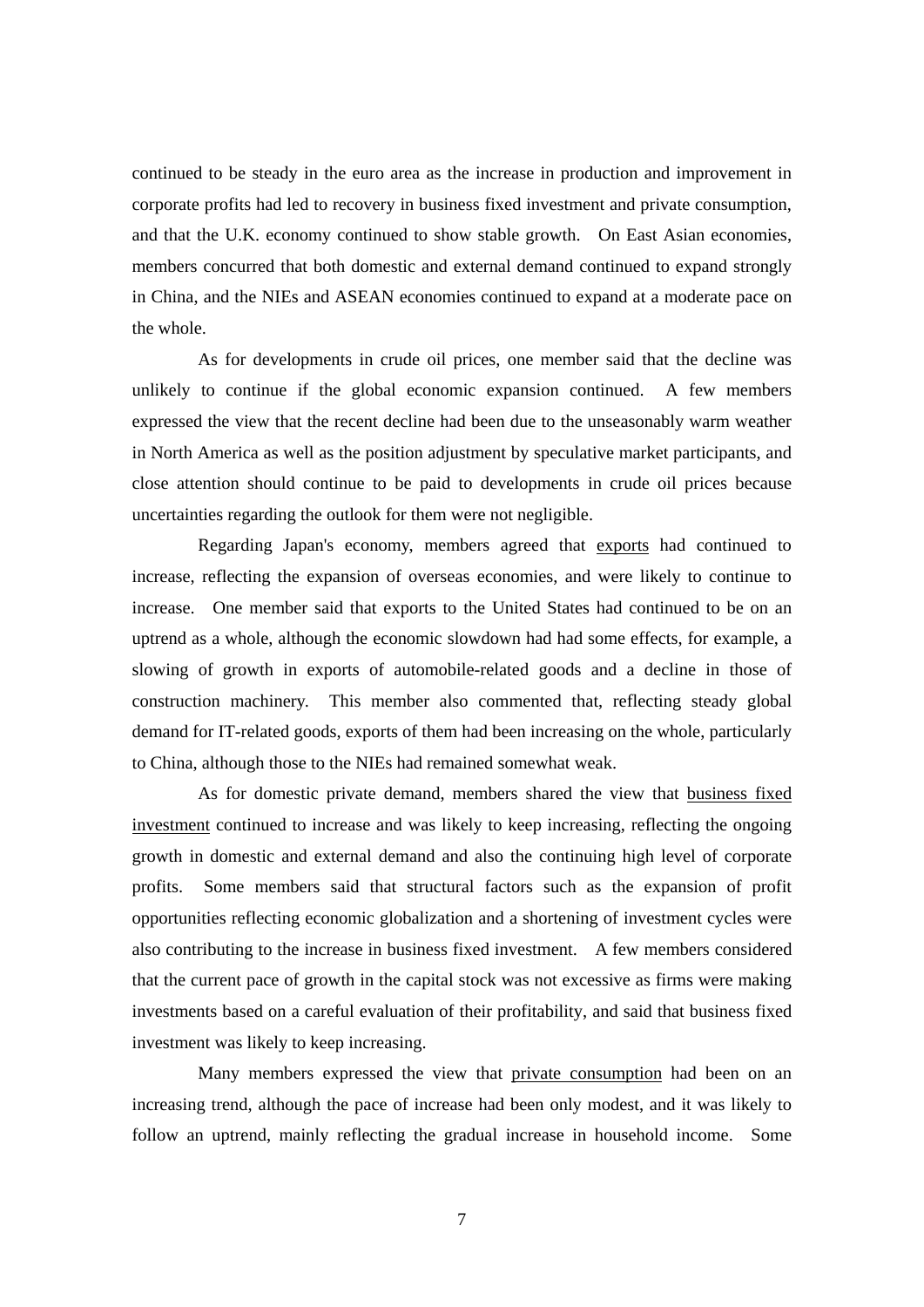continued to be steady in the euro area as the increase in production and improvement in corporate profits had led to recovery in business fixed investment and private consumption, and that the U.K. economy continued to show stable growth. On East Asian economies, members concurred that both domestic and external demand continued to expand strongly in China, and the NIEs and ASEAN economies continued to expand at a moderate pace on the whole.

As for developments in crude oil prices, one member said that the decline was unlikely to continue if the global economic expansion continued. A few members expressed the view that the recent decline had been due to the unseasonably warm weather in North America as well as the position adjustment by speculative market participants, and close attention should continue to be paid to developments in crude oil prices because uncertainties regarding the outlook for them were not negligible.

Regarding Japan's economy, members agreed that exports had continued to increase, reflecting the expansion of overseas economies, and were likely to continue to increase. One member said that exports to the United States had continued to be on an uptrend as a whole, although the economic slowdown had had some effects, for example, a slowing of growth in exports of automobile-related goods and a decline in those of construction machinery. This member also commented that, reflecting steady global demand for IT-related goods, exports of them had been increasing on the whole, particularly to China, although those to the NIEs had remained somewhat weak.

As for domestic private demand, members shared the view that business fixed investment continued to increase and was likely to keep increasing, reflecting the ongoing growth in domestic and external demand and also the continuing high level of corporate profits. Some members said that structural factors such as the expansion of profit opportunities reflecting economic globalization and a shortening of investment cycles were also contributing to the increase in business fixed investment. A few members considered that the current pace of growth in the capital stock was not excessive as firms were making investments based on a careful evaluation of their profitability, and said that business fixed investment was likely to keep increasing.

Many members expressed the view that private consumption had been on an increasing trend, although the pace of increase had been only modest, and it was likely to follow an uptrend, mainly reflecting the gradual increase in household income. Some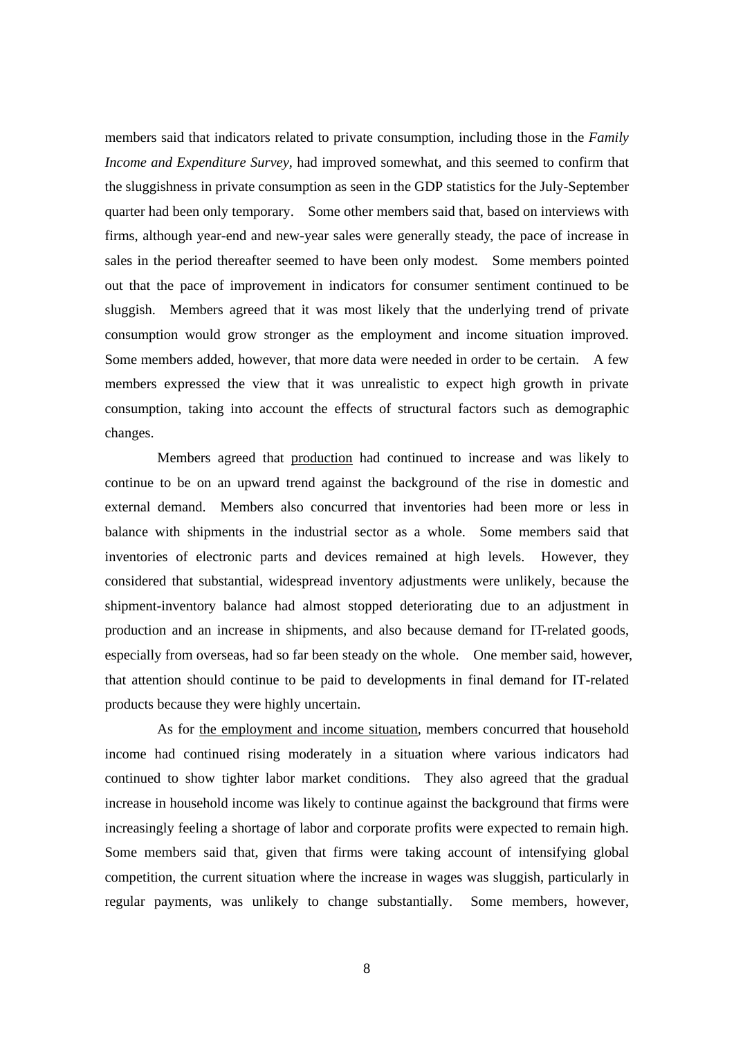members said that indicators related to private consumption, including those in the *Family Income and Expenditure Survey*, had improved somewhat, and this seemed to confirm that the sluggishness in private consumption as seen in the GDP statistics for the July-September quarter had been only temporary. Some other members said that, based on interviews with firms, although year-end and new-year sales were generally steady, the pace of increase in sales in the period thereafter seemed to have been only modest. Some members pointed out that the pace of improvement in indicators for consumer sentiment continued to be sluggish. Members agreed that it was most likely that the underlying trend of private consumption would grow stronger as the employment and income situation improved. Some members added, however, that more data were needed in order to be certain. A few members expressed the view that it was unrealistic to expect high growth in private consumption, taking into account the effects of structural factors such as demographic changes.

Members agreed that <u>production</u> had continued to increase and was likely to continue to be on an upward trend against the background of the rise in domestic and external demand. Members also concurred that inventories had been more or less in balance with shipments in the industrial sector as a whole. Some members said that inventories of electronic parts and devices remained at high levels. However, they considered that substantial, widespread inventory adjustments were unlikely, because the shipment-inventory balance had almost stopped deteriorating due to an adjustment in production and an increase in shipments, and also because demand for IT-related goods, especially from overseas, had so far been steady on the whole. One member said, however, that attention should continue to be paid to developments in final demand for IT-related products because they were highly uncertain.

As for <u>the employment and income situation</u>, members concurred that household income had continued rising moderately in a situation where various indicators had continued to show tighter labor market conditions. They also agreed that the gradual increase in household income was likely to continue against the background that firms were increasingly feeling a shortage of labor and corporate profits were expected to remain high. Some members said that, given that firms were taking account of intensifying global competition, the current situation where the increase in wages was sluggish, particularly in regular payments, was unlikely to change substantially. Some members, however,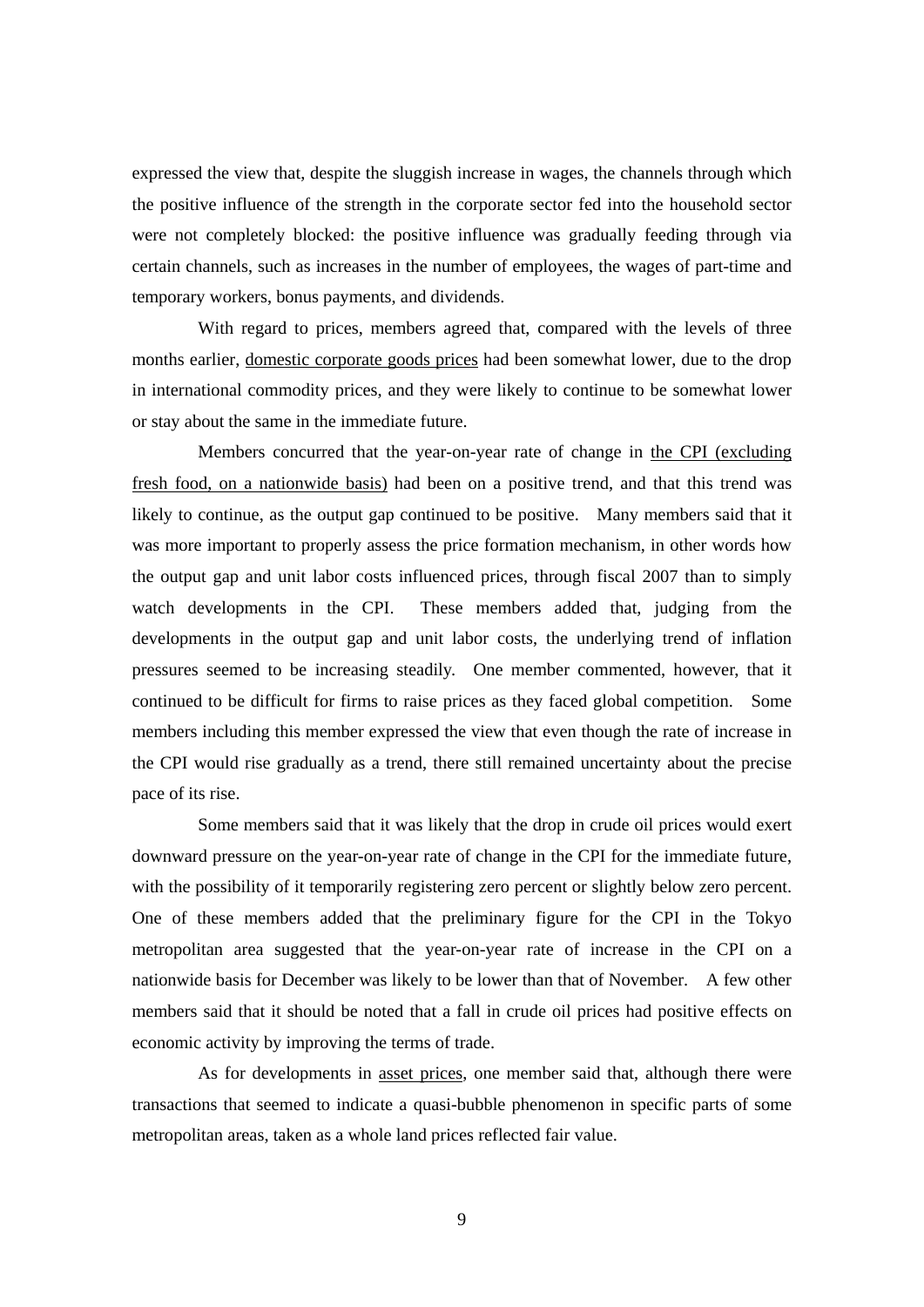expressed the view that, despite the sluggish increase in wages, the channels through which the positive influence of the strength in the corporate sector fed into the household sector were not completely blocked: the positive influence was gradually feeding through via certain channels, such as increases in the number of employees, the wages of part-time and temporary workers, bonus payments, and dividends.

With regard to prices, members agreed that, compared with the levels of three months earlier, <u>domestic corporate goods prices</u> had been somewhat lower, due to the drop in international commodity prices, and they were likely to continue to be somewhat lower or stay about the same in the immediate future.

Members concurred that the year-on-year rate of change in <u>the CPI (excluding fresh food, on a nationwide basis)</u> had been on a positive trend, and that this trend was likely to continue, as the output gap continued to be positive. Many members said that it was more important to properly assess the price formation mechanism, in other words how the output gap and unit labor costs influenced prices, through fiscal 2007 than to simply watch developments in the CPI. These members added that, judging from the developments in the output gap and unit labor costs, the underlying trend of inflation pressures seemed to be increasing steadily. One member commented, however, that it continued to be difficult for firms to raise prices as they faced global competition. Some members including this member expressed the view that even though the rate of increase in the CPI would rise gradually as a trend, there still remained uncertainty about the precise pace of its rise.

Some members said that it was likely that the drop in crude oil prices would exert downward pressure on the year-on-year rate of change in the CPI for the immediate future, with the possibility of it temporarily registering zero percent or slightly below zero percent. One of these members added that the preliminary figure for the CPI in the Tokyo metropolitan area suggested that the year-on-year rate of increase in the CPI on a nationwide basis for December was likely to be lower than that of November. A few other members said that it should be noted that a fall in crude oil prices had positive effects on economic activity by improving the terms of trade.

As for developments in <u>asset prices</u>, one member said that, although there were transactions that seemed to indicate a quasi-bubble phenomenon in specific parts of some metropolitan areas, taken as a whole land prices reflected fair value.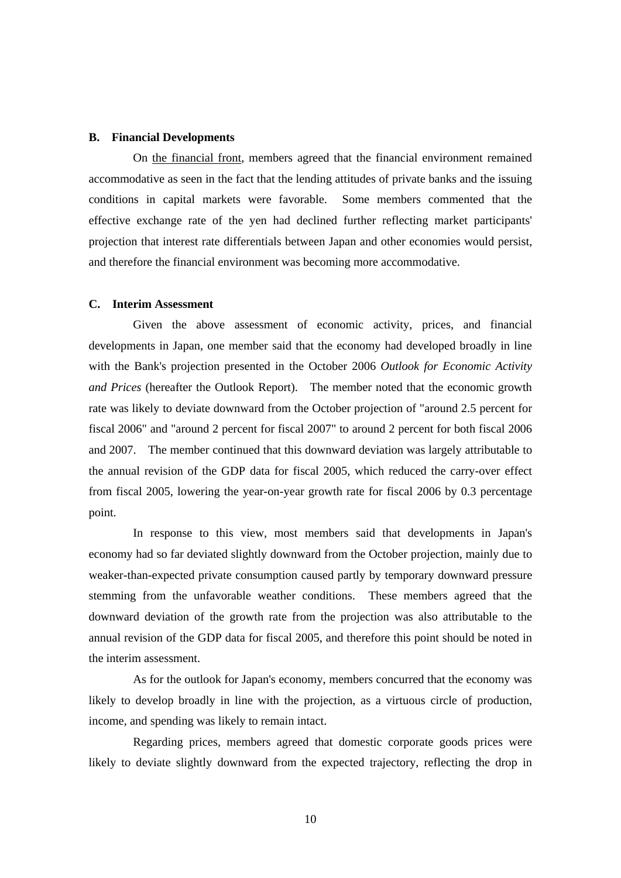### B. Financial Developments

On the financial front, members agreed that the financial environment remained accommodative as seen in the fact that the lending attitudes of private banks and the issuing conditions in capital markets were favorable. Some members commented that the effective exchange rate of the yen had declined further reflecting market participants' projection that interest rate differentials between Japan and other economies would persist, and therefore the financial environment was becoming more accommodative.

### C. Interim Assessment

Given the above assessment of economic activity, prices, and financial developments in Japan, one member said that the economy had developed broadly in line with the Bank's projection presented in the October 2006 *Outlook for Economic Activity and Prices* (hereafter the Outlook Report). The member noted that the economic growth rate was likely to deviate downward from the October projection of "around 2.5 percent for fiscal 2006" and "around 2 percent for fiscal 2007" to around 2 percent for both fiscal 2006 and 2007. The member continued that this downward deviation was largely attributable to the annual revision of the GDP data for fiscal 2005, which reduced the carry-over effect from fiscal 2005, lowering the year-on-year growth rate for fiscal 2006 by 0.3 percentage point.

In response to this view, most members said that developments in Japan's economy had so far deviated slightly downward from the October projection, mainly due to weaker-than-expected private consumption caused partly by temporary downward pressure stemming from the unfavorable weather conditions. These members agreed that the downward deviation of the growth rate from the projection was also attributable to the annual revision of the GDP data for fiscal 2005, and therefore this point should be noted in the interim assessment.

As for the outlook for Japan's economy, members concurred that the economy was likely to develop broadly in line with the projection, as a virtuous circle of production, income, and spending was likely to remain intact.

Regarding prices, members agreed that domestic corporate goods prices were likely to deviate slightly downward from the expected trajectory, reflecting the drop in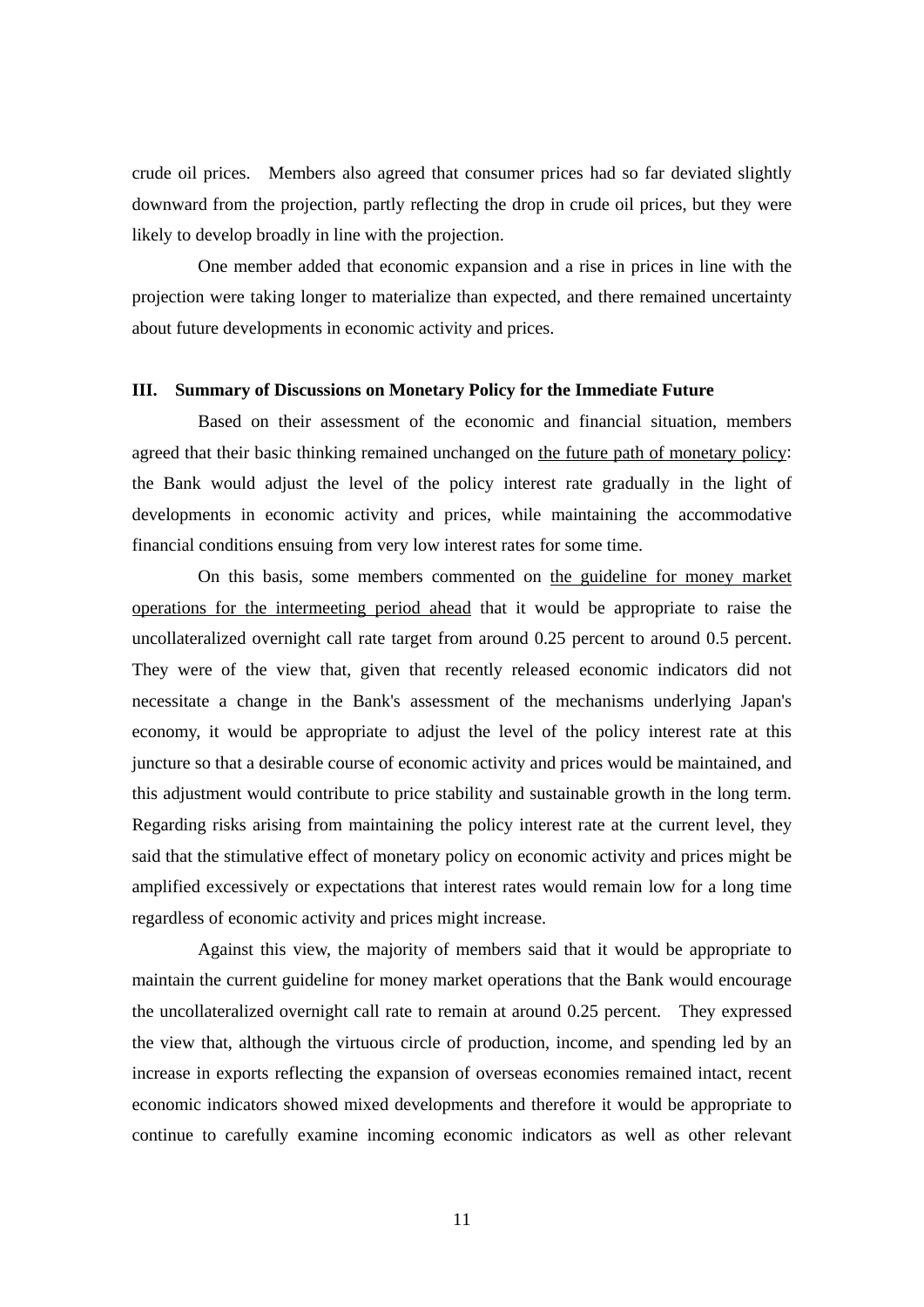crude oil prices. Members also agreed that consumer prices had so far deviated slightly downward from the projection, partly reflecting the drop in crude oil prices, but they were likely to develop broadly in line with the projection.

One member added that economic expansion and a rise in prices in line with the projection were taking longer to materialize than expected, and there remained uncertainty about future developments in economic activity and prices.

### III. Summary of Discussions on Monetary Policy for the Immediate Future

Based on their assessment of the economic and financial situation, members agreed that their basic thinking remained unchanged on the future path of monetary policy: the Bank would adjust the level of the policy interest rate gradually in the light of developments in economic activity and prices, while maintaining the accommodative financial conditions ensuing from very low interest rates for some time.

On this basis, some members commented on the guideline for money market operations for the intermeeting period ahead that it would be appropriate to raise the uncollateralized overnight call rate target from around 0.25 percent to around 0.5 percent. They were of the view that, given that recently released economic indicators did not necessitate a change in the Bank's assessment of the mechanisms underlying Japan's economy, it would be appropriate to adjust the level of the policy interest rate at this juncture so that a desirable course of economic activity and prices would be maintained, and this adjustment would contribute to price stability and sustainable growth in the long term. Regarding risks arising from maintaining the policy interest rate at the current level, they said that the stimulative effect of monetary policy on economic activity and prices might be amplified excessively or expectations that interest rates would remain low for a long time regardless of economic activity and prices might increase.

Against this view, the majority of members said that it would be appropriate to maintain the current guideline for money market operations that the Bank would encourage the uncollateralized overnight call rate to remain at around 0.25 percent. They expressed the view that, although the virtuous circle of production, income, and spending led by an increase in exports reflecting the expansion of overseas economies remained intact, recent economic indicators showed mixed developments and therefore it would be appropriate to continue to carefully examine incoming economic indicators as well as other relevant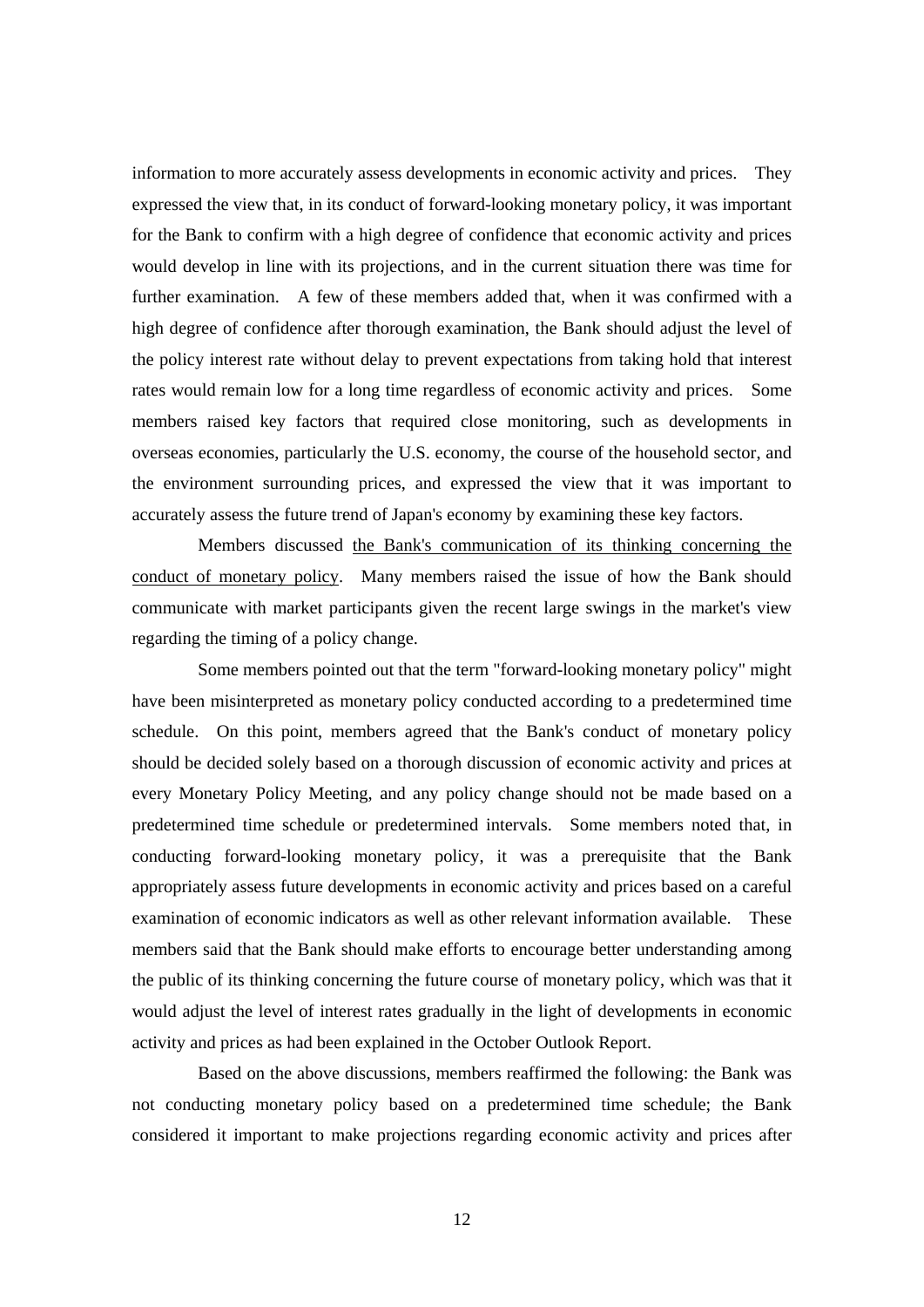information to more accurately assess developments in economic activity and prices. They expressed the view that, in its conduct of forward-looking monetary policy, it was important for the Bank to confirm with a high degree of confidence that economic activity and prices would develop in line with its projections, and in the current situation there was time for further examination. A few of these members added that, when it was confirmed with a high degree of confidence after thorough examination, the Bank should adjust the level of the policy interest rate without delay to prevent expectations from taking hold that interest rates would remain low for a long time regardless of economic activity and prices. Some members raised key factors that required close monitoring, such as developments in overseas economies, particularly the U.S. economy, the course of the household sector, and the environment surrounding prices, and expressed the view that it was important to accurately assess the future trend of Japan's economy by examining these key factors.

Members discussed <u>the Bank's communication of its thinking concerning the conduct of monetary policy</u>. Many members raised the issue of how the Bank should communicate with market participants given the recent large swings in the market's view regarding the timing of a policy change.

Some members pointed out that the term "forward-looking monetary policy" might have been misinterpreted as monetary policy conducted according to a predetermined time schedule. On this point, members agreed that the Bank's conduct of monetary policy should be decided solely based on a thorough discussion of economic activity and prices at every Monetary Policy Meeting, and any policy change should not be made based on a predetermined time schedule or predetermined intervals. Some members noted that, in conducting forward-looking monetary policy, it was a prerequisite that the Bank appropriately assess future developments in economic activity and prices based on a careful examination of economic indicators as well as other relevant information available. These members said that the Bank should make efforts to encourage better understanding among the public of its thinking concerning the future course of monetary policy, which was that it would adjust the level of interest rates gradually in the light of developments in economic activity and prices as had been explained in the October Outlook Report.

Based on the above discussions, members reaffirmed the following: the Bank was not conducting monetary policy based on a predetermined time schedule; the Bank considered it important to make projections regarding economic activity and prices after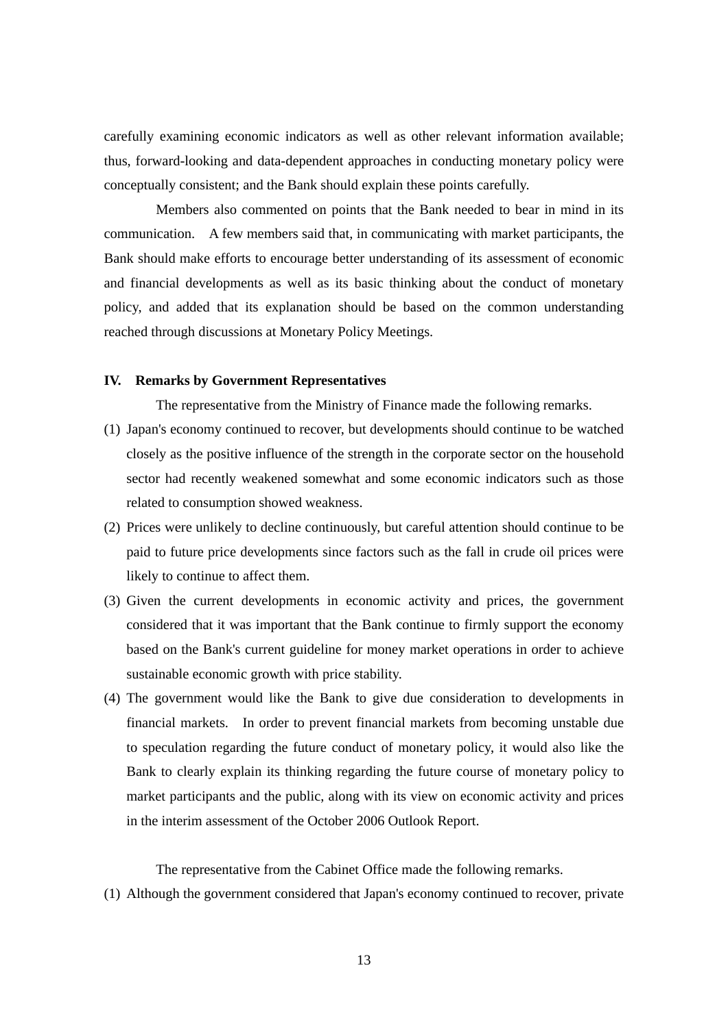carefully examining economic indicators as well as other relevant information available; thus, forward-looking and data-dependent approaches in conducting monetary policy were conceptually consistent; and the Bank should explain these points carefully.

Members also commented on points that the Bank needed to bear in mind in its communication. A few members said that, in communicating with market participants, the Bank should make efforts to encourage better understanding of its assessment of economic and financial developments as well as its basic thinking about the conduct of monetary policy, and added that its explanation should be based on the common understanding reached through discussions at Monetary Policy Meetings.

### IV. Remarks by Government Representatives

The representative from the Ministry of Finance made the following remarks.

(1) Japan's economy continued to recover, but developments should continue to be watched closely as the positive influence of the strength in the corporate sector on the household sector had recently weakened somewhat and some economic indicators such as those related to consumption showed weakness.

(2) Prices were unlikely to decline continuously, but careful attention should continue to be paid to future price developments since factors such as the fall in crude oil prices were likely to continue to affect them.

(3) Given the current developments in economic activity and prices, the government considered that it was important that the Bank continue to firmly support the economy based on the Bank's current guideline for money market operations in order to achieve sustainable economic growth with price stability.

(4) The government would like the Bank to give due consideration to developments in financial markets. In order to prevent financial markets from becoming unstable due to speculation regarding the future conduct of monetary policy, it would also like the Bank to clearly explain its thinking regarding the future course of monetary policy to market participants and the public, along with its view on economic activity and prices in the interim assessment of the October 2006 Outlook Report.

The representative from the Cabinet Office made the following remarks.

(1) Although the government considered that Japan's economy continued to recover, private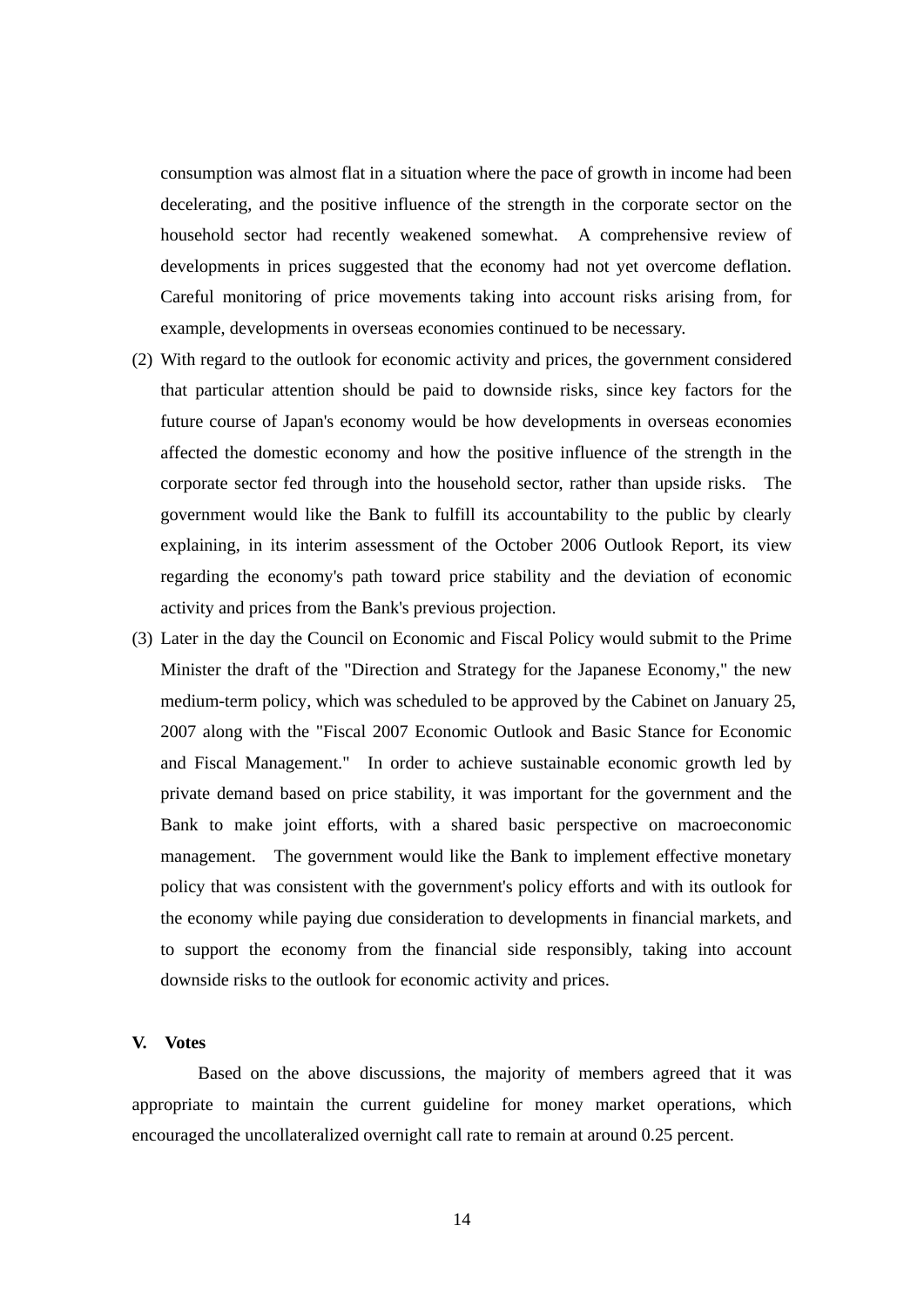consumption was almost flat in a situation where the pace of growth in income had been decelerating, and the positive influence of the strength in the corporate sector on the household sector had recently weakened somewhat. A comprehensive review of developments in prices suggested that the economy had not yet overcome deflation. Careful monitoring of price movements taking into account risks arising from, for example, developments in overseas economies continued to be necessary.

(2) With regard to the outlook for economic activity and prices, the government considered that particular attention should be paid to downside risks, since key factors for the future course of Japan's economy would be how developments in overseas economies affected the domestic economy and how the positive influence of the strength in the corporate sector fed through into the household sector, rather than upside risks. The government would like the Bank to fulfill its accountability to the public by clearly explaining, in its interim assessment of the October 2006 Outlook Report, its view regarding the economy's path toward price stability and the deviation of economic activity and prices from the Bank's previous projection.

(3) Later in the day the Council on Economic and Fiscal Policy would submit to the Prime Minister the draft of the "Direction and Strategy for the Japanese Economy," the new medium-term policy, which was scheduled to be approved by the Cabinet on January 25, 2007 along with the "Fiscal 2007 Economic Outlook and Basic Stance for Economic and Fiscal Management." In order to achieve sustainable economic growth led by private demand based on price stability, it was important for the government and the Bank to make joint efforts, with a shared basic perspective on macroeconomic management. The government would like the Bank to implement effective monetary policy that was consistent with the government's policy efforts and with its outlook for the economy while paying due consideration to developments in financial markets, and to support the economy from the financial side responsibly, taking into account downside risks to the outlook for economic activity and prices.

## V. Votes

Based on the above discussions, the majority of members agreed that it was appropriate to maintain the current guideline for money market operations, which encouraged the uncollateralized overnight call rate to remain at around 0.25 percent.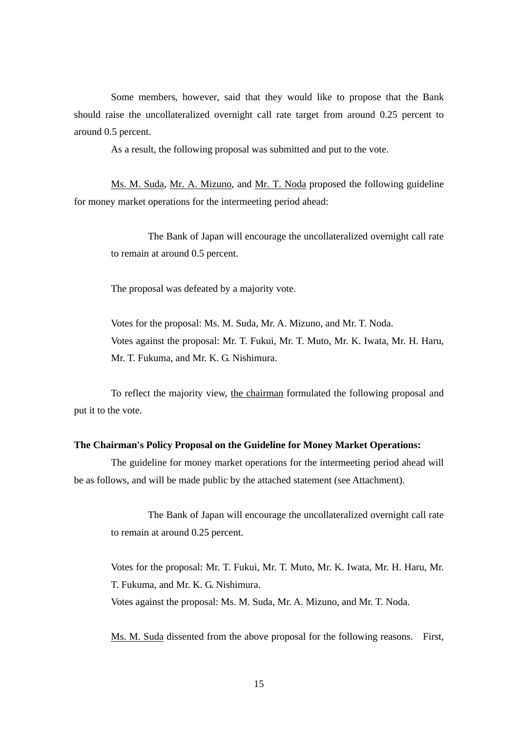Some members, however, said that they would like to propose that the Bank should raise the uncollateralized overnight call rate target from around 0.25 percent to around 0.5 percent.

As a result, the following proposal was submitted and put to the vote.

Ms. M. Suda, Mr. A. Mizuno, and Mr. T. Noda proposed the following guideline for money market operations for the intermeeting period ahead:

> The Bank of Japan will encourage the uncollateralized overnight call rate to remain at around 0.5 percent.

The proposal was defeated by a majority vote.

Votes for the proposal: Ms. M. Suda, Mr. A. Mizuno, and Mr. T. Noda.
Votes against the proposal: Mr. T. Fukui, Mr. T. Muto, Mr. K. Iwata, Mr. H. Haru, Mr. T. Fukuma, and Mr. K. G. Nishimura.

To reflect the majority view, the chairman formulated the following proposal and put it to the vote.

**The Chairman's Policy Proposal on the Guideline for Money Market Operations:**

The guideline for money market operations for the intermeeting period ahead will be as follows, and will be made public by the attached statement (see Attachment).

> The Bank of Japan will encourage the uncollateralized overnight call rate to remain at around 0.25 percent.

Votes for the proposal: Mr. T. Fukui, Mr. T. Muto, Mr. K. Iwata, Mr. H. Haru, Mr. T. Fukuma, and Mr. K. G. Nishimura.
Votes against the proposal: Ms. M. Suda, Mr. A. Mizuno, and Mr. T. Noda.

Ms. M. Suda dissented from the above proposal for the following reasons. First,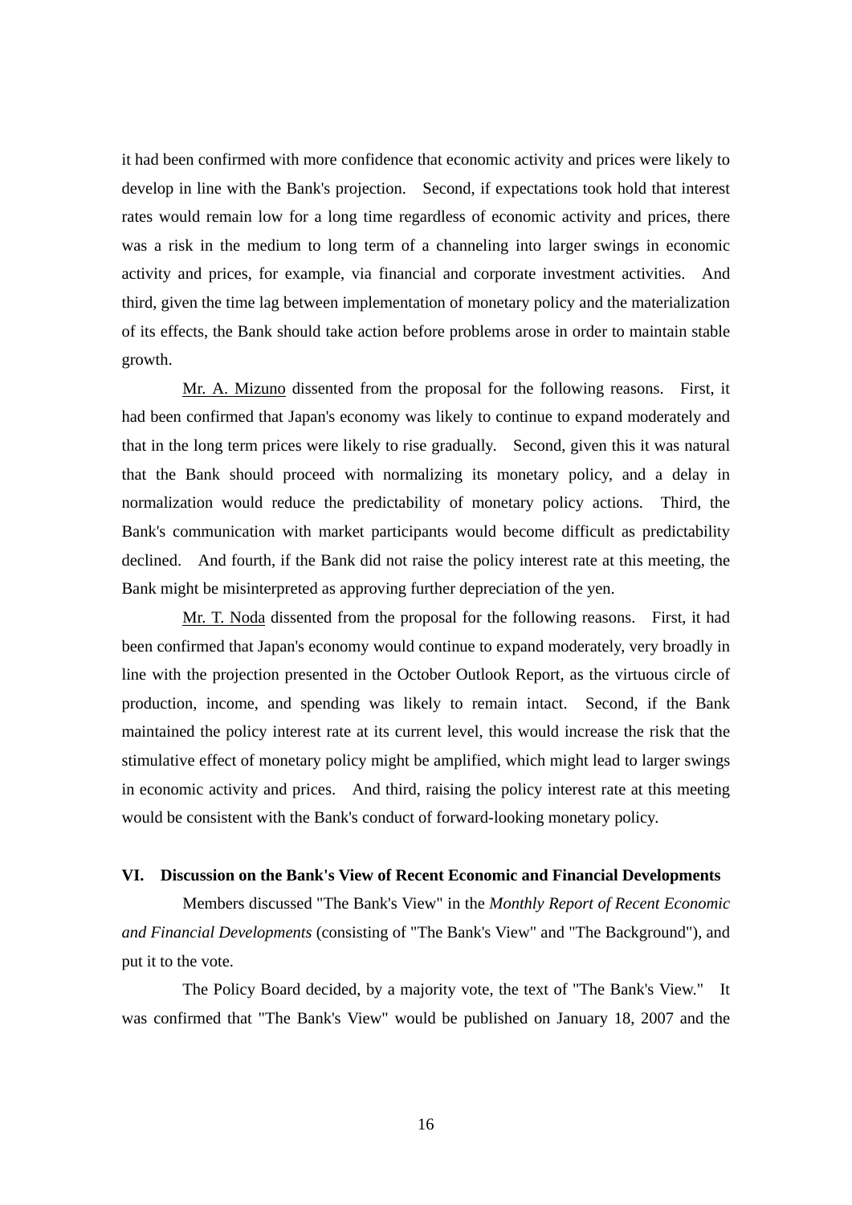it had been confirmed with more confidence that economic activity and prices were likely to develop in line with the Bank's projection. Second, if expectations took hold that interest rates would remain low for a long time regardless of economic activity and prices, there was a risk in the medium to long term of a channeling into larger swings in economic activity and prices, for example, via financial and corporate investment activities. And third, given the time lag between implementation of monetary policy and the materialization of its effects, the Bank should take action before problems arose in order to maintain stable growth.

Mr. A. Mizuno dissented from the proposal for the following reasons. First, it had been confirmed that Japan's economy was likely to continue to expand moderately and that in the long term prices were likely to rise gradually. Second, given this it was natural that the Bank should proceed with normalizing its monetary policy, and a delay in normalization would reduce the predictability of monetary policy actions. Third, the Bank's communication with market participants would become difficult as predictability declined. And fourth, if the Bank did not raise the policy interest rate at this meeting, the Bank might be misinterpreted as approving further depreciation of the yen.

Mr. T. Noda dissented from the proposal for the following reasons. First, it had been confirmed that Japan's economy would continue to expand moderately, very broadly in line with the projection presented in the October Outlook Report, as the virtuous circle of production, income, and spending was likely to remain intact. Second, if the Bank maintained the policy interest rate at its current level, this would increase the risk that the stimulative effect of monetary policy might be amplified, which might lead to larger swings in economic activity and prices. And third, raising the policy interest rate at this meeting would be consistent with the Bank's conduct of forward-looking monetary policy.

## VI. Discussion on the Bank's View of Recent Economic and Financial Developments

Members discussed "The Bank's View" in the *Monthly Report of Recent Economic and Financial Developments* (consisting of "The Bank's View" and "The Background"), and put it to the vote.

The Policy Board decided, by a majority vote, the text of "The Bank's View." It was confirmed that "The Bank's View" would be published on January 18, 2007 and the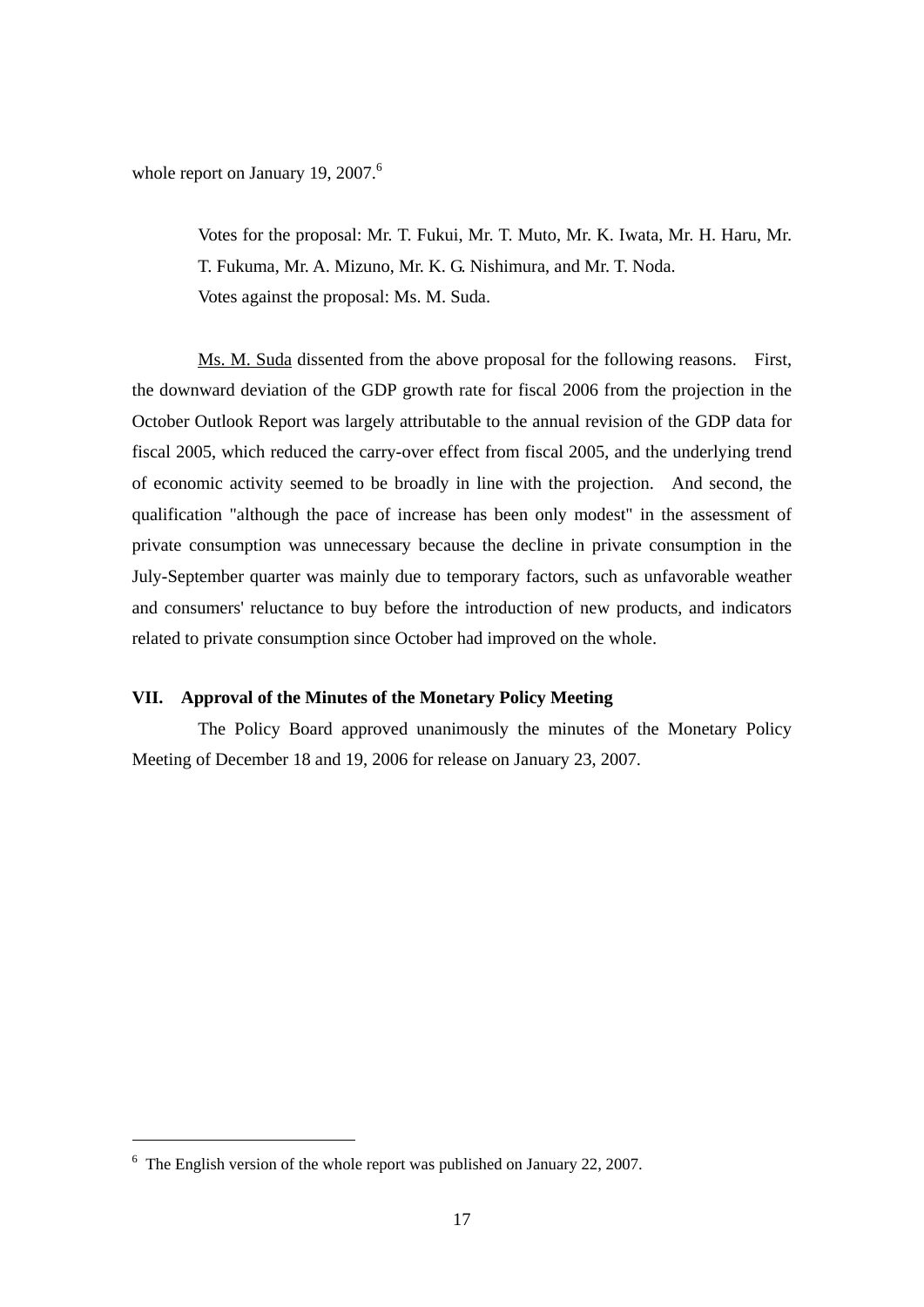whole report on January 19, 2007.[6]

> Votes for the proposal: Mr. T. Fukui, Mr. T. Muto, Mr. K. Iwata, Mr. H. Haru, Mr. T. Fukuma, Mr. A. Mizuno, Mr. K. G. Nishimura, and Mr. T. Noda.
> Votes against the proposal: Ms. M. Suda.

Ms. M. Suda dissented from the above proposal for the following reasons. First, the downward deviation of the GDP growth rate for fiscal 2006 from the projection in the October Outlook Report was largely attributable to the annual revision of the GDP data for fiscal 2005, which reduced the carry-over effect from fiscal 2005, and the underlying trend of economic activity seemed to be broadly in line with the projection. And second, the qualification "although the pace of increase has been only modest" in the assessment of private consumption was unnecessary because the decline in private consumption in the July-September quarter was mainly due to temporary factors, such as unfavorable weather and consumers' reluctance to buy before the introduction of new products, and indicators related to private consumption since October had improved on the whole.

**VII. Approval of the Minutes of the Monetary Policy Meeting**

The Policy Board approved unanimously the minutes of the Monetary Policy Meeting of December 18 and 19, 2006 for release on January 23, 2007.

---

[6] The English version of the whole report was published on January 22, 2007.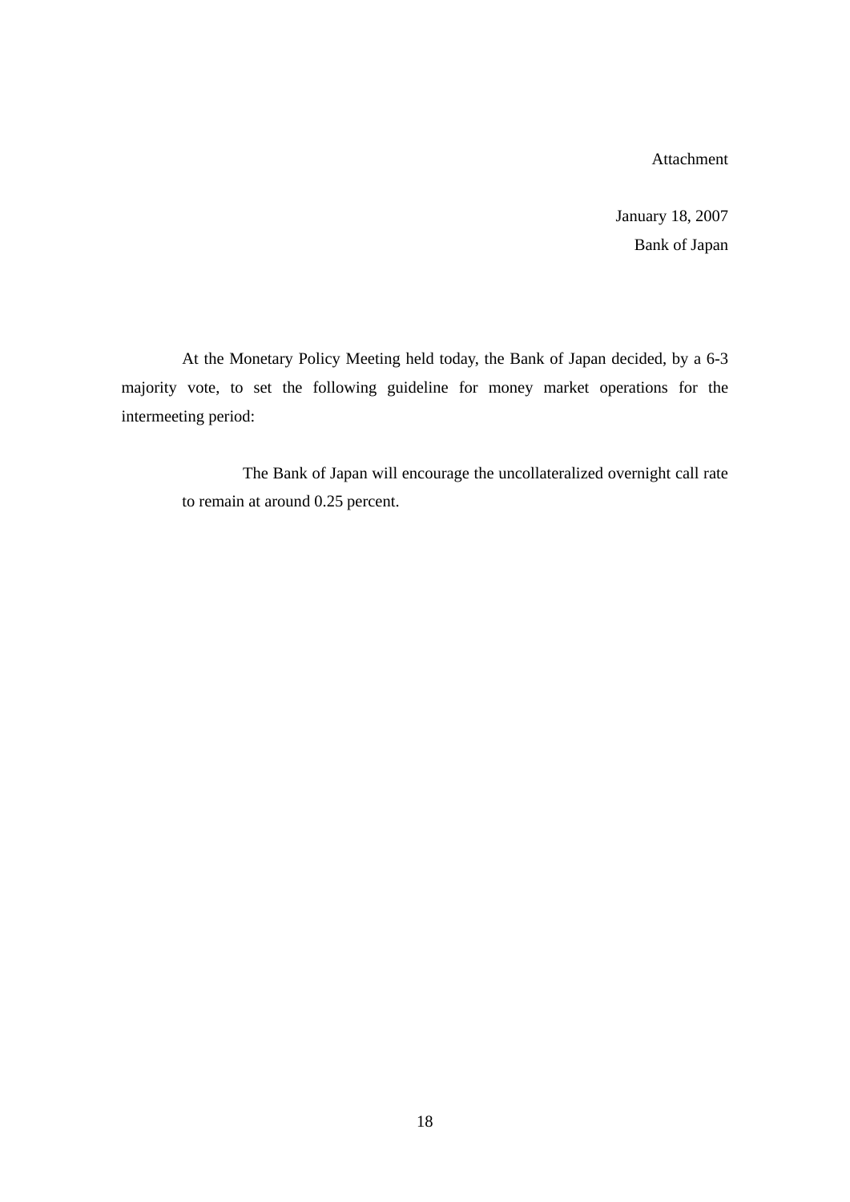Attachment

January 18, 2007
Bank of Japan

At the Monetary Policy Meeting held today, the Bank of Japan decided, by a 6-3 majority vote, to set the following guideline for money market operations for the intermeeting period:

> The Bank of Japan will encourage the uncollateralized overnight call rate to remain at around 0.25 percent.